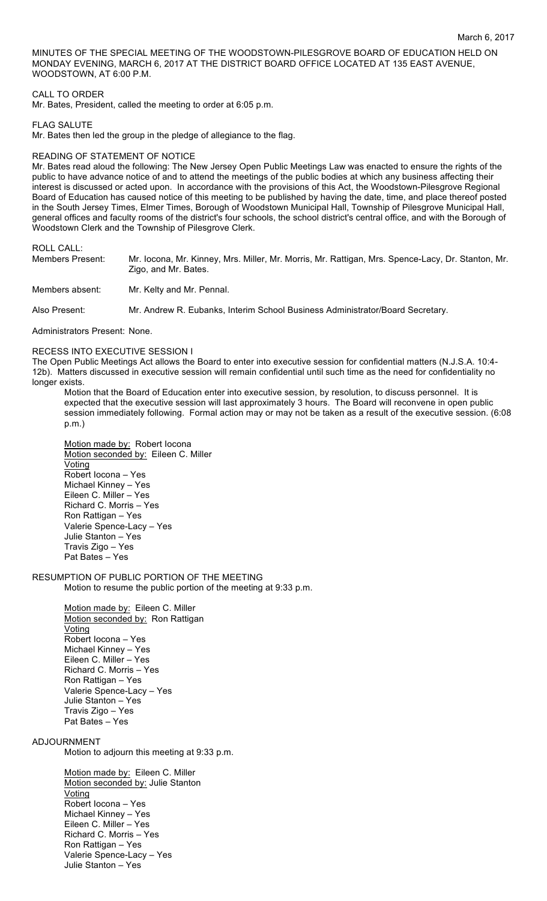March 6, 2017

MINUTES OF THE SPECIAL MEETING OF THE WOODSTOWN-PILESGROVE BOARD OF EDUCATION HELD ON MONDAY EVENING, MARCH 6, 2017 AT THE DISTRICT BOARD OFFICE LOCATED AT 135 EAST AVENUE, WOODSTOWN, AT 6:00 P.M.

CALL TO ORDER

Mr. Bates, President, called the meeting to order at 6:05 p.m.

FLAG SALUTE

Mr. Bates then led the group in the pledge of allegiance to the flag.

READING OF STATEMENT OF NOTICE

Mr. Bates read aloud the following: The New Jersey Open Public Meetings Law was enacted to ensure the rights of the public to have advance notice of and to attend the meetings of the public bodies at which any business affecting their interest is discussed or acted upon. In accordance with the provisions of this Act, the Woodstown-Pilesgrove Regional Board of Education has caused notice of this meeting to be published by having the date, time, and place thereof posted in the South Jersey Times, Elmer Times, Borough of Woodstown Municipal Hall, Township of Pilesgrove Municipal Hall, general offices and faculty rooms of the district's four schools, the school district's central office, and with the Borough of Woodstown Clerk and the Township of Pilesgrove Clerk.

ROLL CALL:

| | |
|---|---|
| Members Present: | Mr. Iocona, Mr. Kinney, Mrs. Miller, Mr. Morris, Mr. Rattigan, Mrs. Spence-Lacy, Dr. Stanton, Mr. Zigo, and Mr. Bates. |
| Members absent: | Mr. Kelty and Mr. Pennal. |
| Also Present: | Mr. Andrew R. Eubanks, Interim School Business Administrator/Board Secretary. |

Administrators Present: None.

RECESS INTO EXECUTIVE SESSION I

The Open Public Meetings Act allows the Board to enter into executive session for confidential matters (N.J.S.A. 10:4-12b). Matters discussed in executive session will remain confidential until such time as the need for confidentiality no longer exists.

Motion that the Board of Education enter into executive session, by resolution, to discuss personnel. It is expected that the executive session will last approximately 3 hours. The Board will reconvene in open public session immediately following. Formal action may or may not be taken as a result of the executive session. (6:08 p.m.)

Motion made by: Robert Iocona
Motion seconded by: Eileen C. Miller
Voting
Robert Iocona – Yes
Michael Kinney – Yes
Eileen C. Miller – Yes
Richard C. Morris – Yes
Ron Rattigan – Yes
Valerie Spence-Lacy – Yes
Julie Stanton – Yes
Travis Zigo – Yes
Pat Bates – Yes

RESUMPTION OF PUBLIC PORTION OF THE MEETING

Motion to resume the public portion of the meeting at 9:33 p.m.

Motion made by: Eileen C. Miller
Motion seconded by: Ron Rattigan
Voting
Robert Iocona – Yes
Michael Kinney – Yes
Eileen C. Miller – Yes
Richard C. Morris – Yes
Ron Rattigan – Yes
Valerie Spence-Lacy – Yes
Julie Stanton – Yes
Travis Zigo – Yes
Pat Bates – Yes

ADJOURNMENT

Motion to adjourn this meeting at 9:33 p.m.

Motion made by: Eileen C. Miller
Motion seconded by: Julie Stanton
Voting
Robert Iocona – Yes
Michael Kinney – Yes
Eileen C. Miller – Yes
Richard C. Morris – Yes
Ron Rattigan – Yes
Valerie Spence-Lacy – Yes
Julie Stanton – Yes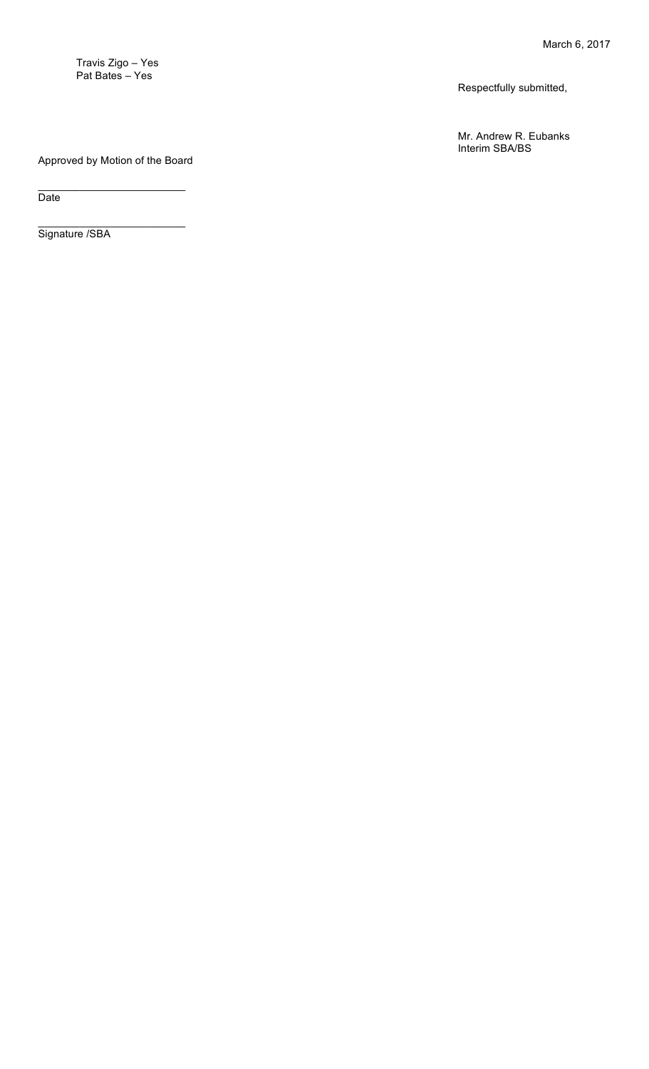Travis Zigo – Yes
Pat Bates – Yes

Respectfully submitted,

Mr. Andrew R. Eubanks
Interim SBA/BS

Approved by Motion of the Board

\_\_\_\_\_\_\_\_\_\_\_\_\_\_\_\_\_\_\_\_\_\_\_\_\_
Date

\_\_\_\_\_\_\_\_\_\_\_\_\_\_\_\_\_\_\_\_\_\_\_\_\_
Signature /SBA